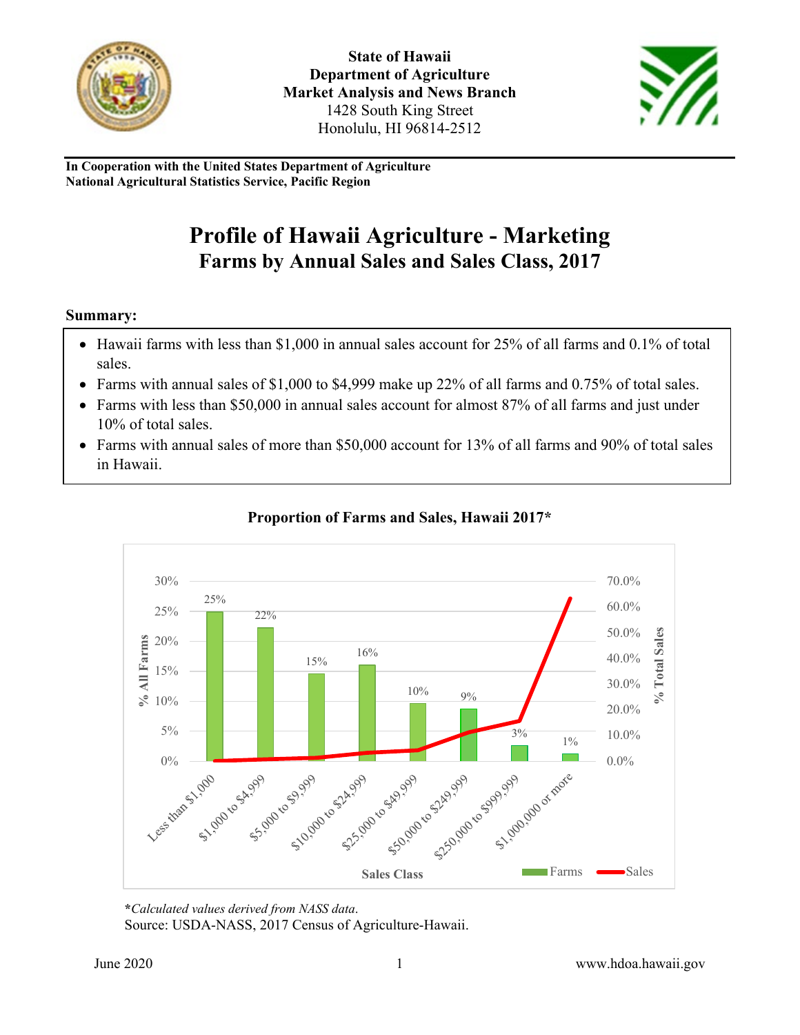**State of Hawaii**
**Department of Agriculture**
**Market Analysis and News Branch**
1428 South King Street
Honolulu, HI 96814-2512

**In Cooperation with the United States Department of Agriculture**
**National Agricultural Statistics Service, Pacific Region**

# Profile of Hawaii Agriculture - Marketing
## Farms by Annual Sales and Sales Class, 2017

**Summary:**

- Hawaii farms with less than $1,000 in annual sales account for 25% of all farms and 0.1% of total sales.
- Farms with annual sales of $1,000 to $4,999 make up 22% of all farms and 0.75% of total sales.
- Farms with less than $50,000 in annual sales account for almost 87% of all farms and just under 10% of total sales.
- Farms with annual sales of more than $50,000 account for 13% of all farms and 90% of total sales in Hawaii.

**Proportion of Farms and Sales, Hawaii 2017***

| Sales Class | % All Farms |
|---|---|
| Less than $1,000 | 25% |
| $1,000 to $4,999 | 22% |
| $5,000 to $9,999 | 15% |
| $10,000 to $24,999 | 16% |
| $25,000 to $49,999 | 10% |
| $50,000 to $249,999 | 9% |
| $250,000 to $999,999 | 3% |
| $1,000,000 or more | 1% |

*\*Calculated values derived from NASS data.*
Source: USDA-NASS, 2017 Census of Agriculture-Hawaii.

June 2020 www.hdoa.hawaii.gov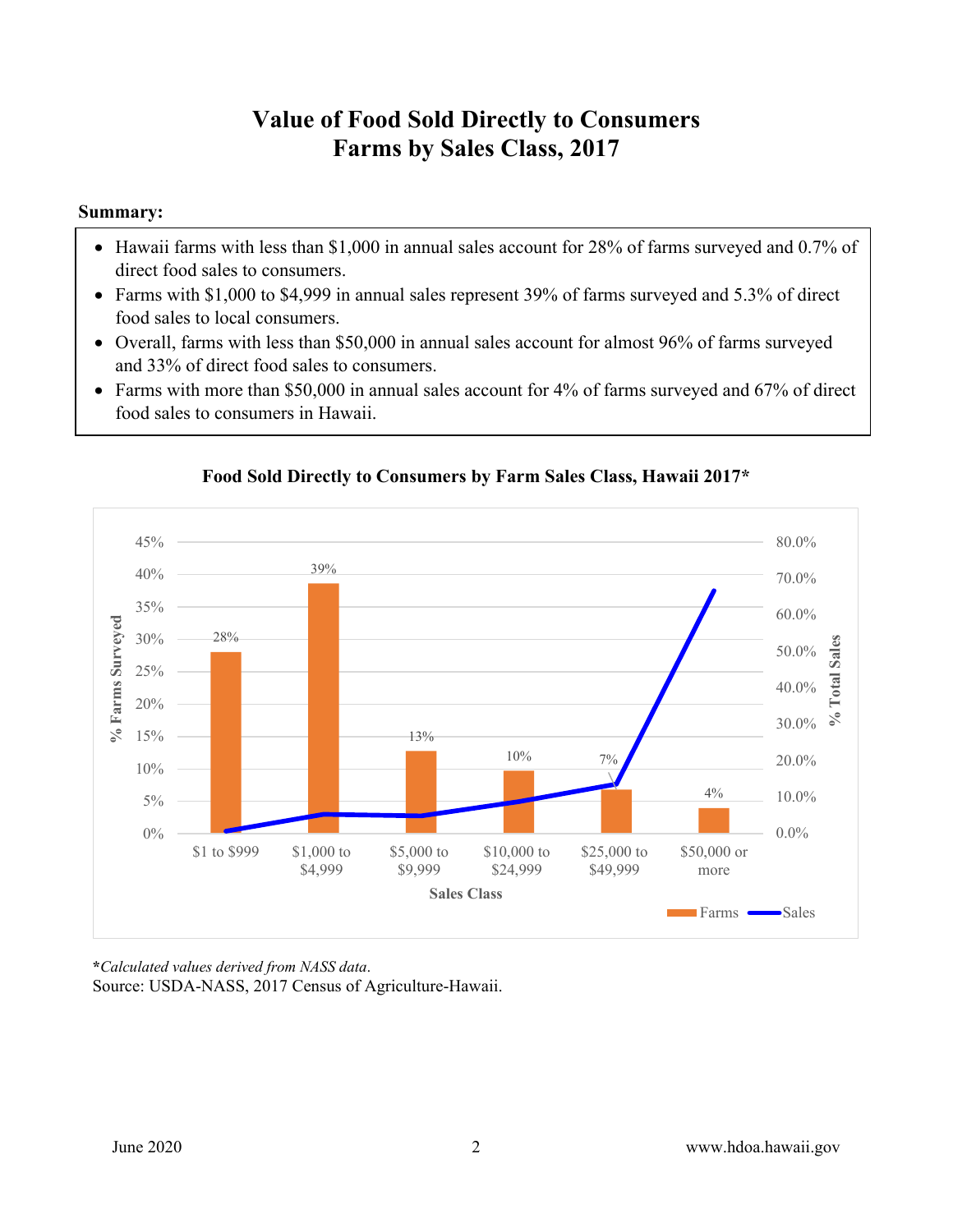# Value of Food Sold Directly to Consumers
# Farms by Sales Class, 2017

**Summary:**

- Hawaii farms with less than $1,000 in annual sales account for 28% of farms surveyed and 0.7% of direct food sales to consumers.
- Farms with $1,000 to $4,999 in annual sales represent 39% of farms surveyed and 5.3% of direct food sales to local consumers.
- Overall, farms with less than $50,000 in annual sales account for almost 96% of farms surveyed and 33% of direct food sales to consumers.
- Farms with more than $50,000 in annual sales account for 4% of farms surveyed and 67% of direct food sales to consumers in Hawaii.

**Food Sold Directly to Consumers by Farm Sales Class, Hawaii 2017***

| Sales Class | % Farms Surveyed |
|---|---|
| $1 to $999 | 28% |
| $1,000 to $4,999 | 39% |
| $5,000 to $9,999 | 13% |
| $10,000 to $24,999 | 10% |
| $25,000 to $49,999 | 7% |
| $50,000 or more | 4% |

*\*Calculated values derived from NASS data.*

Source: USDA-NASS, 2017 Census of Agriculture-Hawaii.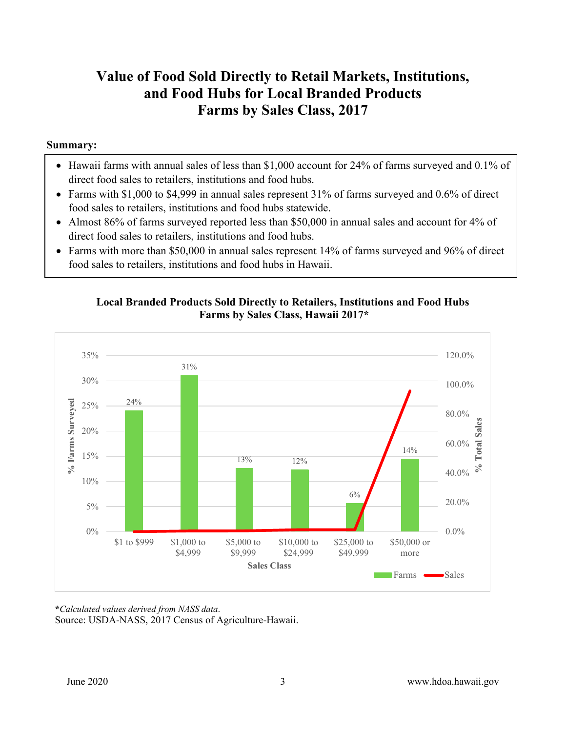# Value of Food Sold Directly to Retail Markets, Institutions, and Food Hubs for Local Branded Products Farms by Sales Class, 2017

**Summary:**

- Hawaii farms with annual sales of less than $1,000 account for 24% of farms surveyed and 0.1% of direct food sales to retailers, institutions and food hubs.
- Farms with $1,000 to $4,999 in annual sales represent 31% of farms surveyed and 0.6% of direct food sales to retailers, institutions and food hubs statewide.
- Almost 86% of farms surveyed reported less than $50,000 in annual sales and account for 4% of direct food sales to retailers, institutions and food hubs.
- Farms with more than $50,000 in annual sales represent 14% of farms surveyed and 96% of direct food sales to retailers, institutions and food hubs in Hawaii.

**Local Branded Products Sold Directly to Retailers, Institutions and Food Hubs Farms by Sales Class, Hawaii 2017***

| Sales Class | % Farms Surveyed |
|---|---|
| $1 to $999 | 24% |
| $1,000 to $4,999 | 31% |
| $5,000 to $9,999 | 13% |
| $10,000 to $24,999 | 12% |
| $25,000 to $49,999 | 6% |
| $50,000 or more | 14% |

***Calculated values derived from NASS data*.**
Source: USDA-NASS, 2017 Census of Agriculture-Hawaii.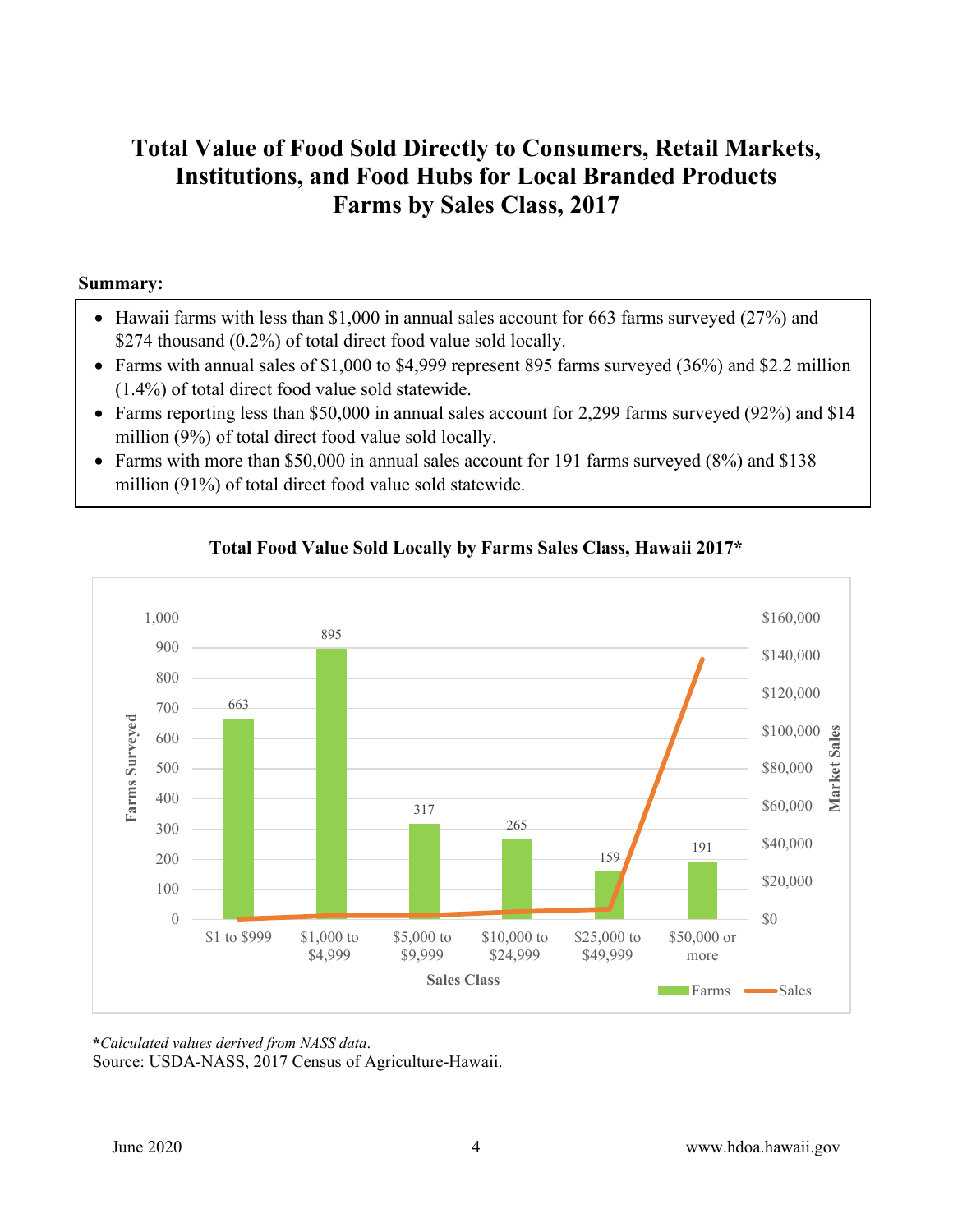# Total Value of Food Sold Directly to Consumers, Retail Markets, Institutions, and Food Hubs for Local Branded Products Farms by Sales Class, 2017

**Summary:**

- Hawaii farms with less than $1,000 in annual sales account for 663 farms surveyed (27%) and $274 thousand (0.2%) of total direct food value sold locally.
- Farms with annual sales of $1,000 to $4,999 represent 895 farms surveyed (36%) and $2.2 million (1.4%) of total direct food value sold statewide.
- Farms reporting less than $50,000 in annual sales account for 2,299 farms surveyed (92%) and $14 million (9%) of total direct food value sold locally.
- Farms with more than $50,000 in annual sales account for 191 farms surveyed (8%) and $138 million (91%) of total direct food value sold statewide.

**Total Food Value Sold Locally by Farms Sales Class, Hawaii 2017***

| Sales Class | Farms Surveyed |
|---|---|
| $1 to $999 | 663 |
| $1,000 to $4,999 | 895 |
| $5,000 to $9,999 | 317 |
| $10,000 to $24,999 | 265 |
| $25,000 to $49,999 | 159 |
| $50,000 or more | 191 |

***Calculated values derived from NASS data.**
Source: USDA-NASS, 2017 Census of Agriculture-Hawaii.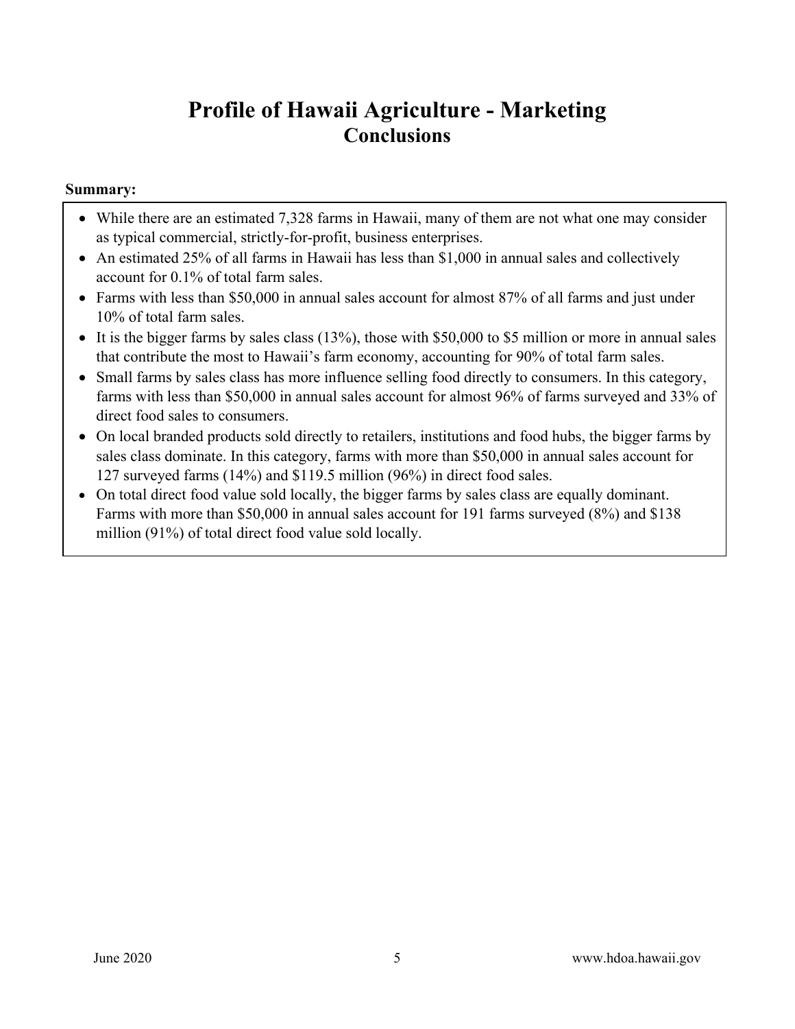# Profile of Hawaii Agriculture - Marketing
## Conclusions

**Summary:**

- While there are an estimated 7,328 farms in Hawaii, many of them are not what one may consider as typical commercial, strictly-for-profit, business enterprises.
- An estimated 25% of all farms in Hawaii has less than $1,000 in annual sales and collectively account for 0.1% of total farm sales.
- Farms with less than $50,000 in annual sales account for almost 87% of all farms and just under 10% of total farm sales.
- It is the bigger farms by sales class (13%), those with $50,000 to $5 million or more in annual sales that contribute the most to Hawaii's farm economy, accounting for 90% of total farm sales.
- Small farms by sales class has more influence selling food directly to consumers. In this category, farms with less than $50,000 in annual sales account for almost 96% of farms surveyed and 33% of direct food sales to consumers.
- On local branded products sold directly to retailers, institutions and food hubs, the bigger farms by sales class dominate. In this category, farms with more than $50,000 in annual sales account for 127 surveyed farms (14%) and $119.5 million (96%) in direct food sales.
- On total direct food value sold locally, the bigger farms by sales class are equally dominant. Farms with more than $50,000 in annual sales account for 191 farms surveyed (8%) and $138 million (91%) of total direct food value sold locally.